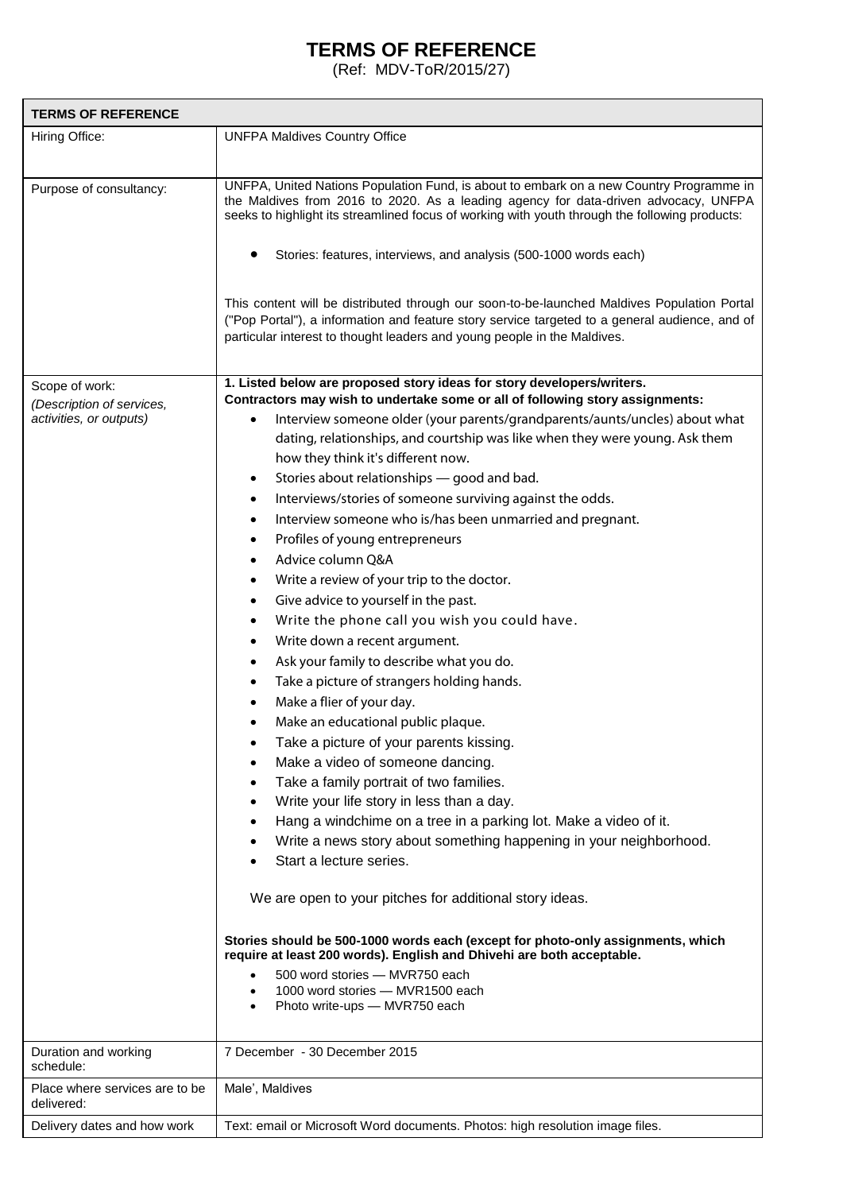# TERMS OF REFERENCE

(Ref: MDV-ToR/2015/27)

| TERMS OF REFERENCE | |
|---|---|
| Hiring Office: | UNFPA Maldives Country Office |
| Purpose of consultancy: | UNFPA, United Nations Population Fund, is about to embark on a new Country Programme in the Maldives from 2016 to 2020. As a leading agency for data-driven advocacy, UNFPA seeks to highlight its streamlined focus of working with youth through the following products:<br><br>• Stories: features, interviews, and analysis (500-1000 words each)<br><br>This content will be distributed through our soon-to-be-launched Maldives Population Portal ("Pop Portal"), a information and feature story service targeted to a general audience, and of particular interest to thought leaders and young people in the Maldives. |
| Scope of work:<br>*(Description of services, activities, or outputs)* | **1. Listed below are proposed story ideas for story developers/writers. Contractors may wish to undertake some or all of following story assignments:**<br>• Interview someone older (your parents/grandparents/aunts/uncles) about what dating, relationships, and courtship was like when they were young. Ask them how they think it's different now.<br>• Stories about relationships — good and bad.<br>• Interviews/stories of someone surviving against the odds.<br>• Interview someone who is/has been unmarried and pregnant.<br>• Profiles of young entrepreneurs<br>• Advice column Q&A<br>• Write a review of your trip to the doctor.<br>• Give advice to yourself in the past.<br>• Write the phone call you wish you could have.<br>• Write down a recent argument.<br>• Ask your family to describe what you do.<br>• Take a picture of strangers holding hands.<br>• Make a flier of your day.<br>• Make an educational public plaque.<br>• Take a picture of your parents kissing.<br>• Make a video of someone dancing.<br>• Take a family portrait of two families.<br>• Write your life story in less than a day.<br>• Hang a windchime on a tree in a parking lot. Make a video of it.<br>• Write a news story about something happening in your neighborhood.<br>• Start a lecture series.<br><br>We are open to your pitches for additional story ideas.<br><br>**Stories should be 500-1000 words each (except for photo-only assignments, which require at least 200 words). English and Dhivehi are both acceptable.**<br>• 500 word stories — MVR750 each<br>• 1000 word stories — MVR1500 each<br>• Photo write-ups — MVR750 each |
| Duration and working schedule: | 7 December - 30 December 2015 |
| Place where services are to be delivered: | Male', Maldives |
| Delivery dates and how work | Text: email or Microsoft Word documents. Photos: high resolution image files. |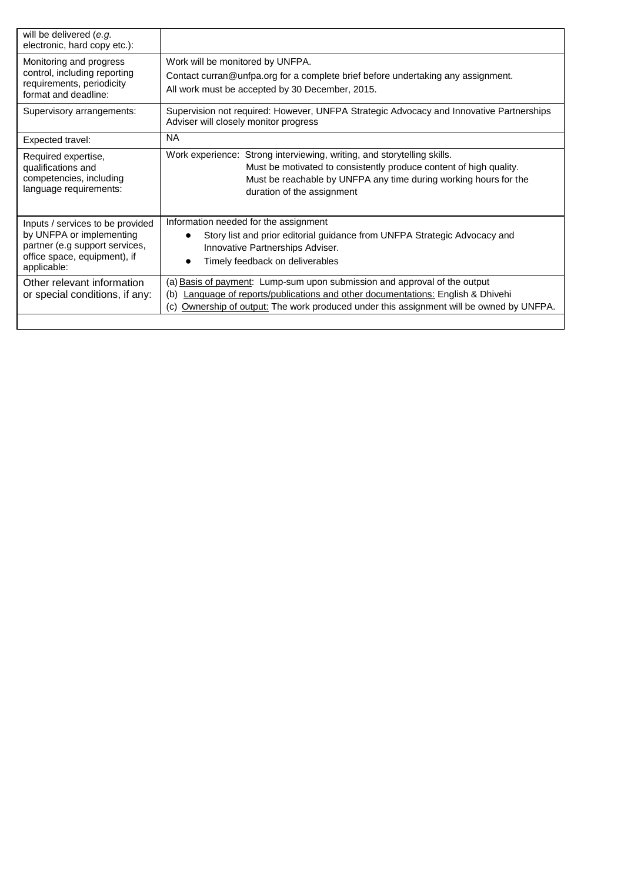| | |
|---|---|
| will be delivered (*e.g.* electronic, hard copy etc.): | |
| Monitoring and progress control, including reporting requirements, periodicity format and deadline: | Work will be monitored by UNFPA.<br>Contact curran@unfpa.org for a complete brief before undertaking any assignment.<br>All work must be accepted by 30 December, 2015. |
| Supervisory arrangements: | Supervision not required: However, UNFPA Strategic Advocacy and Innovative Partnerships Adviser will closely monitor progress |
| Expected travel: | NA |
| Required expertise, qualifications and competencies, including language requirements: | Work experience: Strong interviewing, writing, and storytelling skills.<br>Must be motivated to consistently produce content of high quality.<br>Must be reachable by UNFPA any time during working hours for the duration of the assignment |
| Inputs / services to be provided by UNFPA or implementing partner (e.g support services, office space, equipment), if applicable: | Information needed for the assignment<br>• Story list and prior editorial guidance from UNFPA Strategic Advocacy and Innovative Partnerships Adviser.<br>• Timely feedback on deliverables |
| Other relevant information or special conditions, if any: | (a) Basis of payment: Lump-sum upon submission and approval of the output<br>(b) Language of reports/publications and other documentations: English & Dhivehi<br>(c) Ownership of output: The work produced under this assignment will be owned by UNFPA. |
| | |